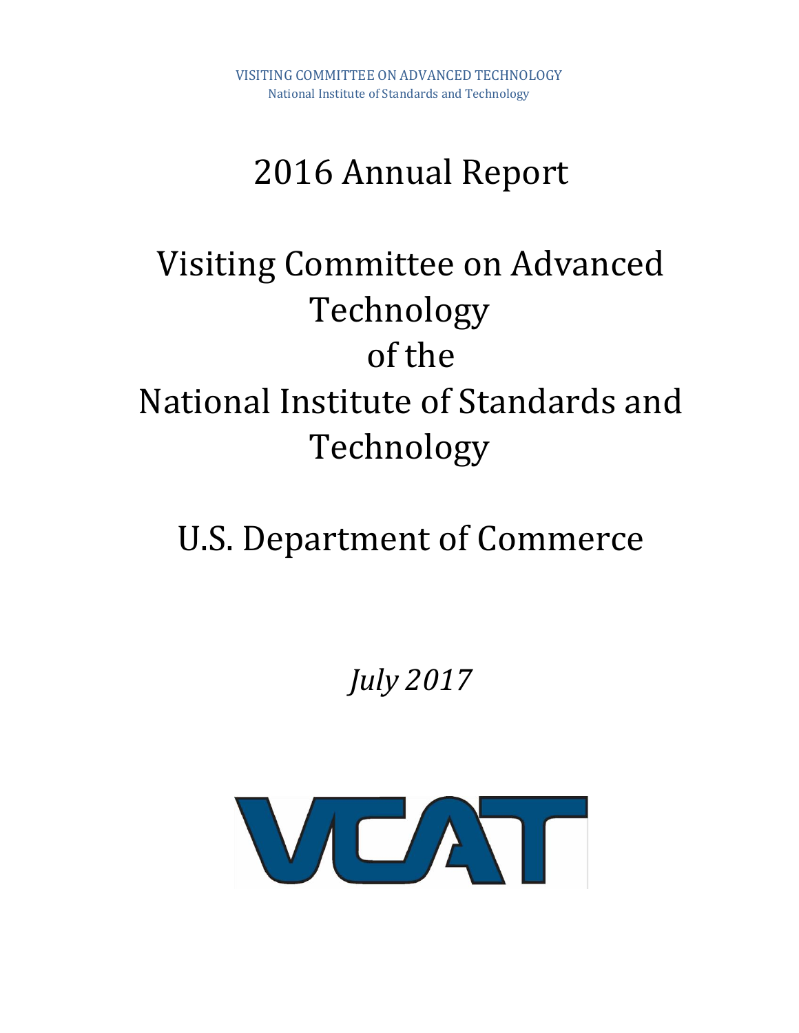VISITING COMMITTEE ON ADVANCED TECHNOLOGY
National Institute of Standards and Technology

# 2016 Annual Report

# Visiting Committee on Advanced Technology of the National Institute of Standards and Technology

# U.S. Department of Commerce

*July 2017*

VCAT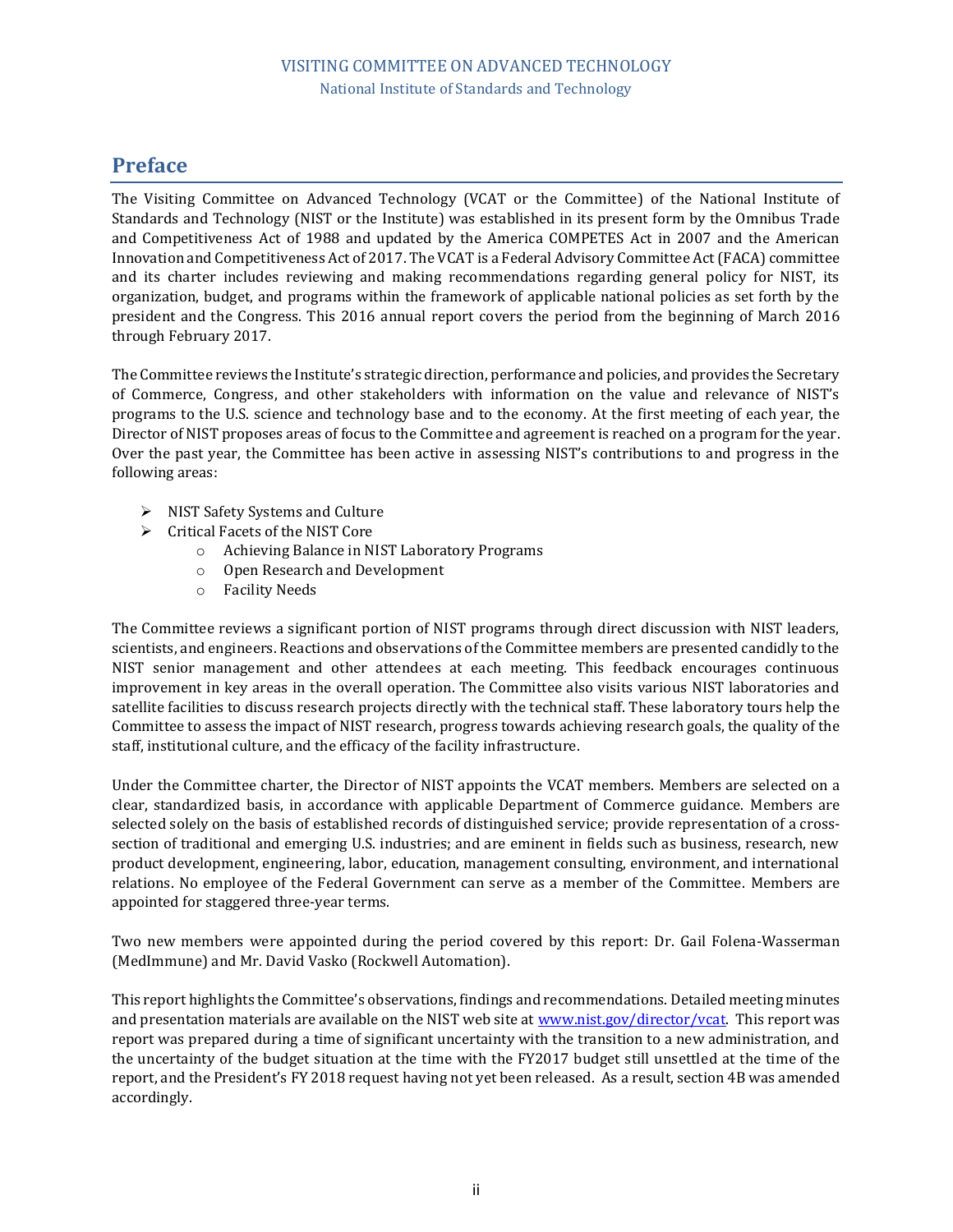# Preface

The Visiting Committee on Advanced Technology (VCAT or the Committee) of the National Institute of Standards and Technology (NIST or the Institute) was established in its present form by the Omnibus Trade and Competitiveness Act of 1988 and updated by the America COMPETES Act in 2007 and the American Innovation and Competitiveness Act of 2017. The VCAT is a Federal Advisory Committee Act (FACA) committee and its charter includes reviewing and making recommendations regarding general policy for NIST, its organization, budget, and programs within the framework of applicable national policies as set forth by the president and the Congress. This 2016 annual report covers the period from the beginning of March 2016 through February 2017.

The Committee reviews the Institute's strategic direction, performance and policies, and provides the Secretary of Commerce, Congress, and other stakeholders with information on the value and relevance of NIST's programs to the U.S. science and technology base and to the economy. At the first meeting of each year, the Director of NIST proposes areas of focus to the Committee and agreement is reached on a program for the year. Over the past year, the Committee has been active in assessing NIST's contributions to and progress in the following areas:

- NIST Safety Systems and Culture
- Critical Facets of the NIST Core
  - Achieving Balance in NIST Laboratory Programs
  - Open Research and Development
  - Facility Needs

The Committee reviews a significant portion of NIST programs through direct discussion with NIST leaders, scientists, and engineers. Reactions and observations of the Committee members are presented candidly to the NIST senior management and other attendees at each meeting. This feedback encourages continuous improvement in key areas in the overall operation. The Committee also visits various NIST laboratories and satellite facilities to discuss research projects directly with the technical staff. These laboratory tours help the Committee to assess the impact of NIST research, progress towards achieving research goals, the quality of the staff, institutional culture, and the efficacy of the facility infrastructure.

Under the Committee charter, the Director of NIST appoints the VCAT members. Members are selected on a clear, standardized basis, in accordance with applicable Department of Commerce guidance. Members are selected solely on the basis of established records of distinguished service; provide representation of a cross-section of traditional and emerging U.S. industries; and are eminent in fields such as business, research, new product development, engineering, labor, education, management consulting, environment, and international relations. No employee of the Federal Government can serve as a member of the Committee. Members are appointed for staggered three-year terms.

Two new members were appointed during the period covered by this report: Dr. Gail Folena-Wasserman (MedImmune) and Mr. David Vasko (Rockwell Automation).

This report highlights the Committee's observations, findings and recommendations. Detailed meeting minutes and presentation materials are available on the NIST web site at [www.nist.gov/director/vcat](www.nist.gov/director/vcat). This report was report was prepared during a time of significant uncertainty with the transition to a new administration, and the uncertainty of the budget situation at the time with the FY2017 budget still unsettled at the time of the report, and the President's FY 2018 request having not yet been released. As a result, section 4B was amended accordingly.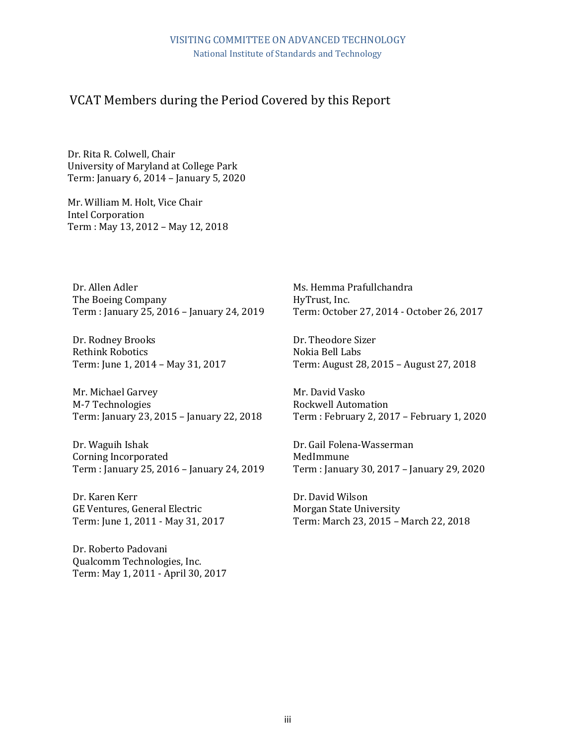VISITING COMMITTEE ON ADVANCED TECHNOLOGY
National Institute of Standards and Technology

# VCAT Members during the Period Covered by this Report

Dr. Rita R. Colwell, Chair
University of Maryland at College Park
Term: January 6, 2014 – January 5, 2020

Mr. William M. Holt, Vice Chair
Intel Corporation
Term : May 13, 2012 – May 12, 2018

Dr. Allen Adler
The Boeing Company
Term : January 25, 2016 – January 24, 2019

Dr. Rodney Brooks
Rethink Robotics
Term: June 1, 2014 – May 31, 2017

Mr. Michael Garvey
M-7 Technologies
Term: January 23, 2015 – January 22, 2018

Dr. Waguih Ishak
Corning Incorporated
Term : January 25, 2016 – January 24, 2019

Dr. Karen Kerr
GE Ventures, General Electric
Term: June 1, 2011 - May 31, 2017

Dr. Roberto Padovani
Qualcomm Technologies, Inc.
Term: May 1, 2011 - April 30, 2017

Ms. Hemma Prafullchandra
HyTrust, Inc.
Term: October 27, 2014 - October 26, 2017

Dr. Theodore Sizer
Nokia Bell Labs
Term: August 28, 2015 – August 27, 2018

Mr. David Vasko
Rockwell Automation
Term : February 2, 2017 – February 1, 2020

Dr. Gail Folena-Wasserman
MedImmune
Term : January 30, 2017 – January 29, 2020

Dr. David Wilson
Morgan State University
Term: March 23, 2015 – March 22, 2018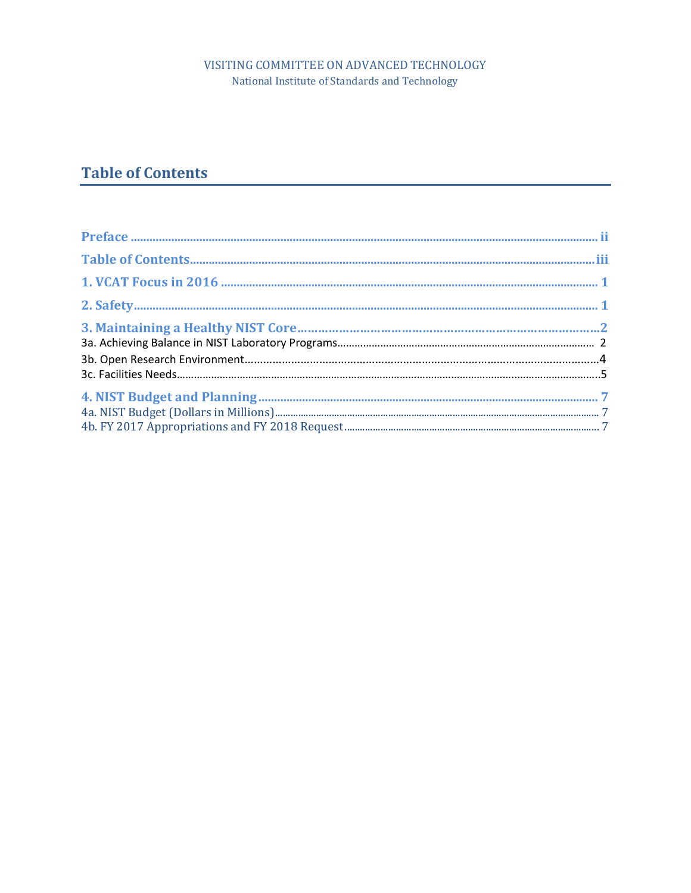VISITING COMMITTEE ON ADVANCED TECHNOLOGY
National Institute of Standards and Technology

# Table of Contents

**Preface** ........................................................................................................ ii

**Table of Contents** ........................................................................................ iii

**1. VCAT Focus in 2016** ................................................................................. 1

**2. Safety** ........................................................................................................ 1

**3. Maintaining a Healthy NIST Core** ............................................................. 2

3a. Achieving Balance in NIST Laboratory Programs ........................................ 2

3b. Open Research Environment ........................................................................ 4

3c. Facilities Needs ............................................................................................ 5

**4. NIST Budget and Planning** ......................................................................... 7

4a. NIST Budget (Dollars in Millions) ................................................................. 7

4b. FY 2017 Appropriations and FY 2018 Request ............................................ 7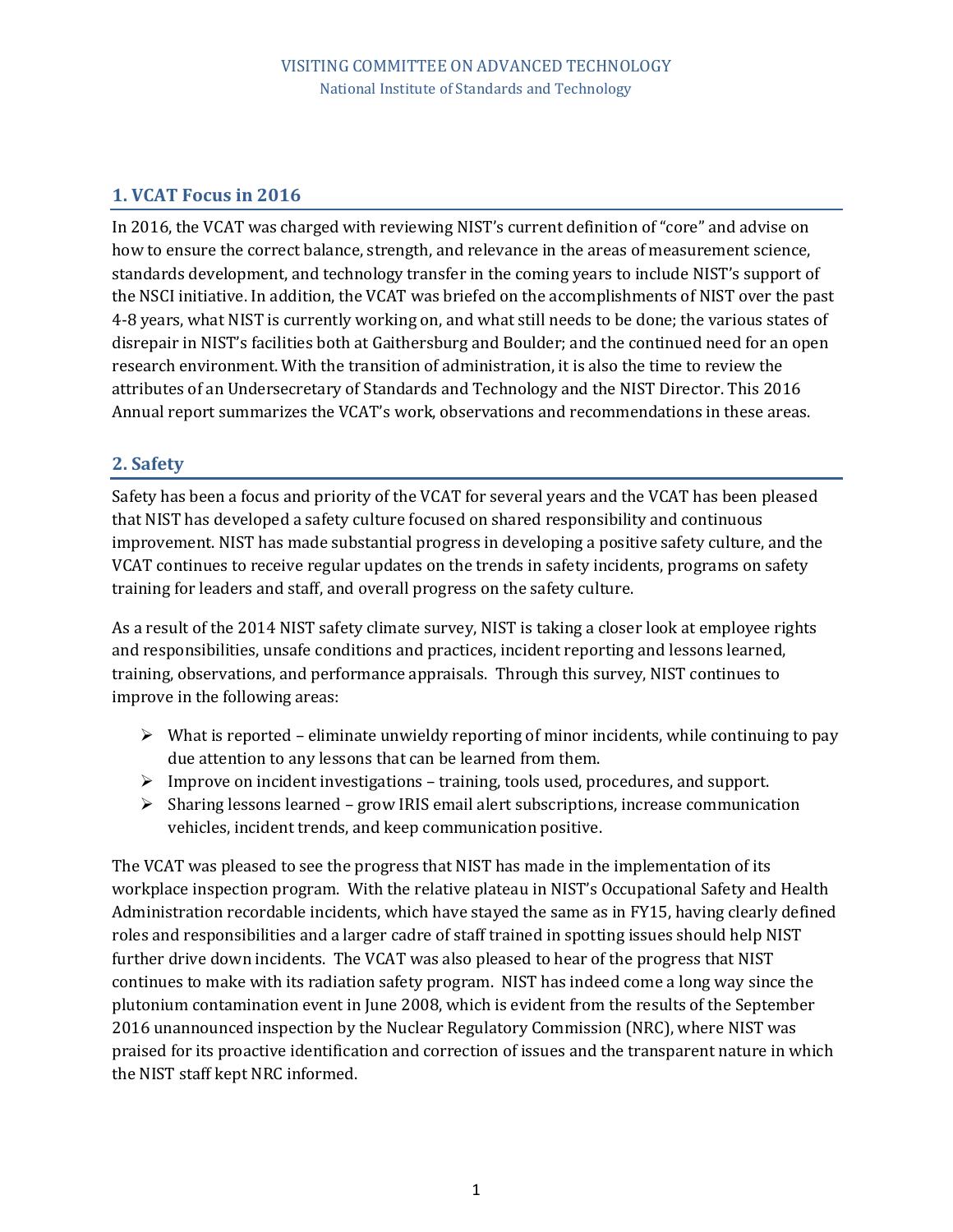## 1. VCAT Focus in 2016

In 2016, the VCAT was charged with reviewing NIST's current definition of "core" and advise on how to ensure the correct balance, strength, and relevance in the areas of measurement science, standards development, and technology transfer in the coming years to include NIST's support of the NSCI initiative. In addition, the VCAT was briefed on the accomplishments of NIST over the past 4-8 years, what NIST is currently working on, and what still needs to be done; the various states of disrepair in NIST's facilities both at Gaithersburg and Boulder; and the continued need for an open research environment. With the transition of administration, it is also the time to review the attributes of an Undersecretary of Standards and Technology and the NIST Director. This 2016 Annual report summarizes the VCAT's work, observations and recommendations in these areas.

## 2. Safety

Safety has been a focus and priority of the VCAT for several years and the VCAT has been pleased that NIST has developed a safety culture focused on shared responsibility and continuous improvement. NIST has made substantial progress in developing a positive safety culture, and the VCAT continues to receive regular updates on the trends in safety incidents, programs on safety training for leaders and staff, and overall progress on the safety culture.

As a result of the 2014 NIST safety climate survey, NIST is taking a closer look at employee rights and responsibilities, unsafe conditions and practices, incident reporting and lessons learned, training, observations, and performance appraisals. Through this survey, NIST continues to improve in the following areas:

- What is reported – eliminate unwieldy reporting of minor incidents, while continuing to pay due attention to any lessons that can be learned from them.
- Improve on incident investigations – training, tools used, procedures, and support.
- Sharing lessons learned – grow IRIS email alert subscriptions, increase communication vehicles, incident trends, and keep communication positive.

The VCAT was pleased to see the progress that NIST has made in the implementation of its workplace inspection program. With the relative plateau in NIST's Occupational Safety and Health Administration recordable incidents, which have stayed the same as in FY15, having clearly defined roles and responsibilities and a larger cadre of staff trained in spotting issues should help NIST further drive down incidents. The VCAT was also pleased to hear of the progress that NIST continues to make with its radiation safety program. NIST has indeed come a long way since the plutonium contamination event in June 2008, which is evident from the results of the September 2016 unannounced inspection by the Nuclear Regulatory Commission (NRC), where NIST was praised for its proactive identification and correction of issues and the transparent nature in which the NIST staff kept NRC informed.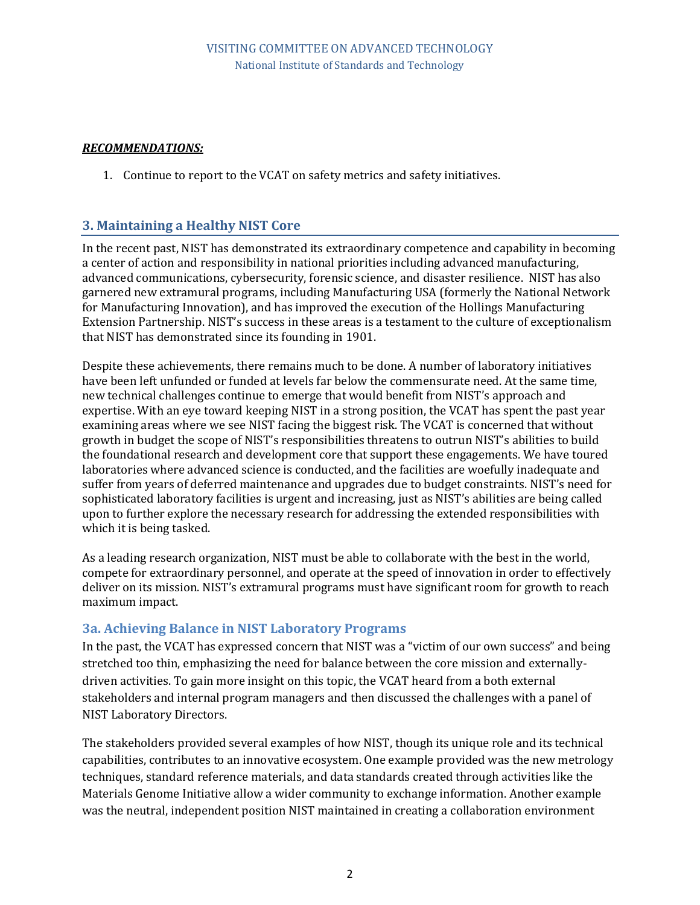***RECOMMENDATIONS:***

1. Continue to report to the VCAT on safety metrics and safety initiatives.

## 3. Maintaining a Healthy NIST Core

In the recent past, NIST has demonstrated its extraordinary competence and capability in becoming a center of action and responsibility in national priorities including advanced manufacturing, advanced communications, cybersecurity, forensic science, and disaster resilience. NIST has also garnered new extramural programs, including Manufacturing USA (formerly the National Network for Manufacturing Innovation), and has improved the execution of the Hollings Manufacturing Extension Partnership. NIST's success in these areas is a testament to the culture of exceptionalism that NIST has demonstrated since its founding in 1901.

Despite these achievements, there remains much to be done. A number of laboratory initiatives have been left unfunded or funded at levels far below the commensurate need. At the same time, new technical challenges continue to emerge that would benefit from NIST's approach and expertise. With an eye toward keeping NIST in a strong position, the VCAT has spent the past year examining areas where we see NIST facing the biggest risk. The VCAT is concerned that without growth in budget the scope of NIST's responsibilities threatens to outrun NIST's abilities to build the foundational research and development core that support these engagements. We have toured laboratories where advanced science is conducted, and the facilities are woefully inadequate and suffer from years of deferred maintenance and upgrades due to budget constraints. NIST's need for sophisticated laboratory facilities is urgent and increasing, just as NIST's abilities are being called upon to further explore the necessary research for addressing the extended responsibilities with which it is being tasked.

As a leading research organization, NIST must be able to collaborate with the best in the world, compete for extraordinary personnel, and operate at the speed of innovation in order to effectively deliver on its mission. NIST's extramural programs must have significant room for growth to reach maximum impact.

### 3a. Achieving Balance in NIST Laboratory Programs

In the past, the VCAT has expressed concern that NIST was a "victim of our own success" and being stretched too thin, emphasizing the need for balance between the core mission and externally-driven activities. To gain more insight on this topic, the VCAT heard from a both external stakeholders and internal program managers and then discussed the challenges with a panel of NIST Laboratory Directors.

The stakeholders provided several examples of how NIST, though its unique role and its technical capabilities, contributes to an innovative ecosystem. One example provided was the new metrology techniques, standard reference materials, and data standards created through activities like the Materials Genome Initiative allow a wider community to exchange information. Another example was the neutral, independent position NIST maintained in creating a collaboration environment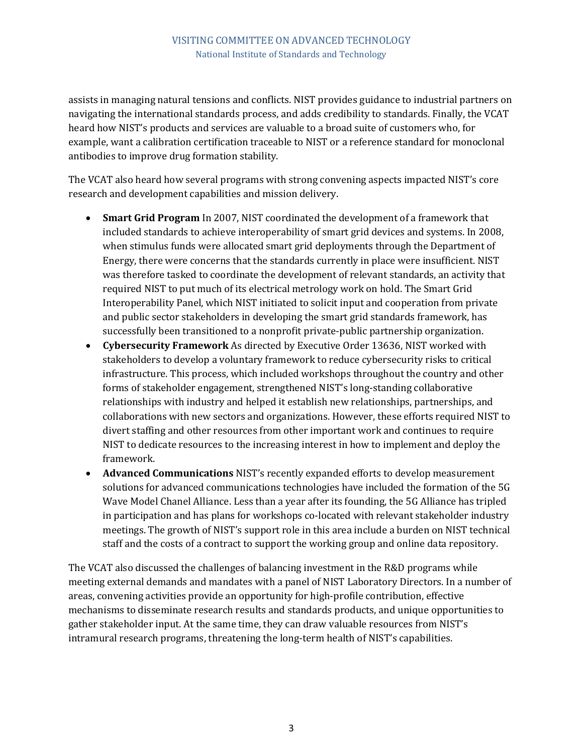assists in managing natural tensions and conflicts. NIST provides guidance to industrial partners on navigating the international standards process, and adds credibility to standards. Finally, the VCAT heard how NIST's products and services are valuable to a broad suite of customers who, for example, want a calibration certification traceable to NIST or a reference standard for monoclonal antibodies to improve drug formation stability.

The VCAT also heard how several programs with strong convening aspects impacted NIST's core research and development capabilities and mission delivery.

- **Smart Grid Program** In 2007, NIST coordinated the development of a framework that included standards to achieve interoperability of smart grid devices and systems. In 2008, when stimulus funds were allocated smart grid deployments through the Department of Energy, there were concerns that the standards currently in place were insufficient. NIST was therefore tasked to coordinate the development of relevant standards, an activity that required NIST to put much of its electrical metrology work on hold. The Smart Grid Interoperability Panel, which NIST initiated to solicit input and cooperation from private and public sector stakeholders in developing the smart grid standards framework, has successfully been transitioned to a nonprofit private-public partnership organization.
- **Cybersecurity Framework** As directed by Executive Order 13636, NIST worked with stakeholders to develop a voluntary framework to reduce cybersecurity risks to critical infrastructure. This process, which included workshops throughout the country and other forms of stakeholder engagement, strengthened NIST's long-standing collaborative relationships with industry and helped it establish new relationships, partnerships, and collaborations with new sectors and organizations. However, these efforts required NIST to divert staffing and other resources from other important work and continues to require NIST to dedicate resources to the increasing interest in how to implement and deploy the framework.
- **Advanced Communications** NIST's recently expanded efforts to develop measurement solutions for advanced communications technologies have included the formation of the 5G Wave Model Chanel Alliance. Less than a year after its founding, the 5G Alliance has tripled in participation and has plans for workshops co-located with relevant stakeholder industry meetings. The growth of NIST's support role in this area include a burden on NIST technical staff and the costs of a contract to support the working group and online data repository.

The VCAT also discussed the challenges of balancing investment in the R&D programs while meeting external demands and mandates with a panel of NIST Laboratory Directors. In a number of areas, convening activities provide an opportunity for high-profile contribution, effective mechanisms to disseminate research results and standards products, and unique opportunities to gather stakeholder input. At the same time, they can draw valuable resources from NIST's intramural research programs, threatening the long-term health of NIST's capabilities.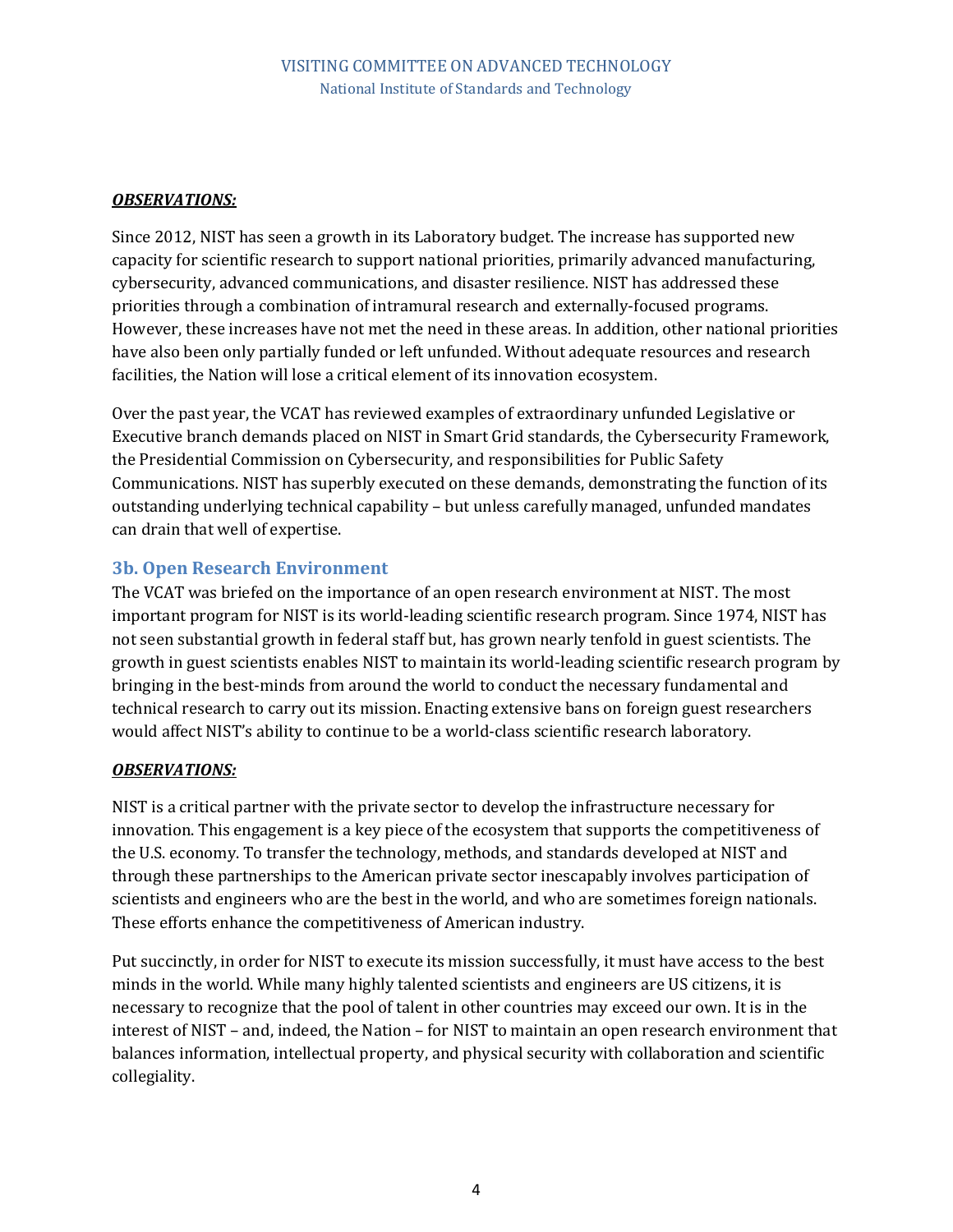***OBSERVATIONS:***

Since 2012, NIST has seen a growth in its Laboratory budget. The increase has supported new capacity for scientific research to support national priorities, primarily advanced manufacturing, cybersecurity, advanced communications, and disaster resilience. NIST has addressed these priorities through a combination of intramural research and externally-focused programs. However, these increases have not met the need in these areas. In addition, other national priorities have also been only partially funded or left unfunded. Without adequate resources and research facilities, the Nation will lose a critical element of its innovation ecosystem.

Over the past year, the VCAT has reviewed examples of extraordinary unfunded Legislative or Executive branch demands placed on NIST in Smart Grid standards, the Cybersecurity Framework, the Presidential Commission on Cybersecurity, and responsibilities for Public Safety Communications. NIST has superbly executed on these demands, demonstrating the function of its outstanding underlying technical capability – but unless carefully managed, unfunded mandates can drain that well of expertise.

### 3b. Open Research Environment

The VCAT was briefed on the importance of an open research environment at NIST. The most important program for NIST is its world-leading scientific research program. Since 1974, NIST has not seen substantial growth in federal staff but, has grown nearly tenfold in guest scientists. The growth in guest scientists enables NIST to maintain its world-leading scientific research program by bringing in the best-minds from around the world to conduct the necessary fundamental and technical research to carry out its mission. Enacting extensive bans on foreign guest researchers would affect NIST's ability to continue to be a world-class scientific research laboratory.

***OBSERVATIONS:***

NIST is a critical partner with the private sector to develop the infrastructure necessary for innovation. This engagement is a key piece of the ecosystem that supports the competitiveness of the U.S. economy. To transfer the technology, methods, and standards developed at NIST and through these partnerships to the American private sector inescapably involves participation of scientists and engineers who are the best in the world, and who are sometimes foreign nationals. These efforts enhance the competitiveness of American industry.

Put succinctly, in order for NIST to execute its mission successfully, it must have access to the best minds in the world. While many highly talented scientists and engineers are US citizens, it is necessary to recognize that the pool of talent in other countries may exceed our own. It is in the interest of NIST – and, indeed, the Nation – for NIST to maintain an open research environment that balances information, intellectual property, and physical security with collaboration and scientific collegiality.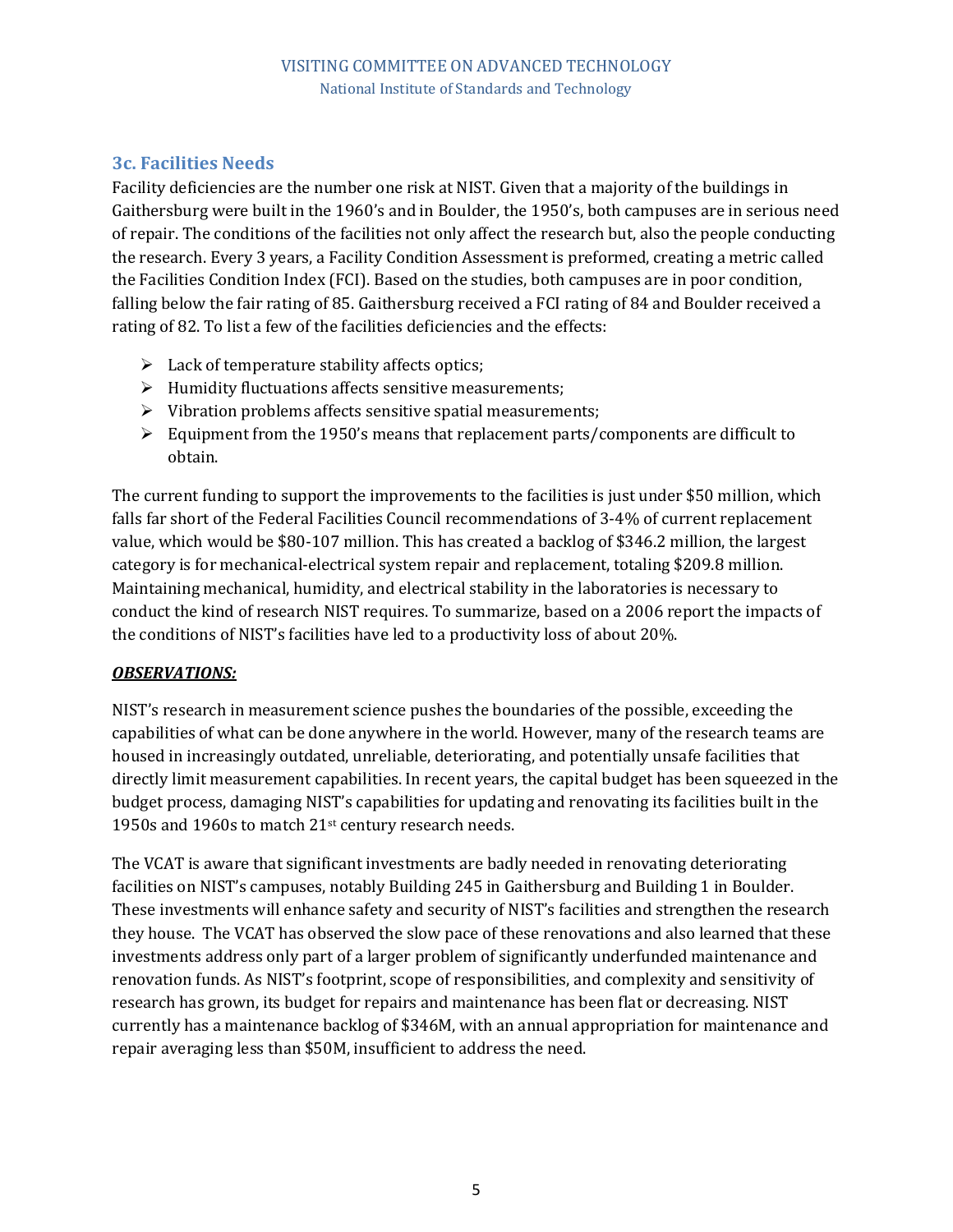### 3c. Facilities Needs

Facility deficiencies are the number one risk at NIST. Given that a majority of the buildings in Gaithersburg were built in the 1960's and in Boulder, the 1950's, both campuses are in serious need of repair. The conditions of the facilities not only affect the research but, also the people conducting the research. Every 3 years, a Facility Condition Assessment is preformed, creating a metric called the Facilities Condition Index (FCI). Based on the studies, both campuses are in poor condition, falling below the fair rating of 85. Gaithersburg received a FCI rating of 84 and Boulder received a rating of 82. To list a few of the facilities deficiencies and the effects:

- Lack of temperature stability affects optics;
- Humidity fluctuations affects sensitive measurements;
- Vibration problems affects sensitive spatial measurements;
- Equipment from the 1950's means that replacement parts/components are difficult to obtain.

The current funding to support the improvements to the facilities is just under $50 million, which falls far short of the Federal Facilities Council recommendations of 3-4% of current replacement value, which would be $80-107 million. This has created a backlog of $346.2 million, the largest category is for mechanical-electrical system repair and replacement, totaling $209.8 million. Maintaining mechanical, humidity, and electrical stability in the laboratories is necessary to conduct the kind of research NIST requires. To summarize, based on a 2006 report the impacts of the conditions of NIST's facilities have led to a productivity loss of about 20%.

***OBSERVATIONS:***

NIST's research in measurement science pushes the boundaries of the possible, exceeding the capabilities of what can be done anywhere in the world. However, many of the research teams are housed in increasingly outdated, unreliable, deteriorating, and potentially unsafe facilities that directly limit measurement capabilities. In recent years, the capital budget has been squeezed in the budget process, damaging NIST's capabilities for updating and renovating its facilities built in the 1950s and 1960s to match 21st century research needs.

The VCAT is aware that significant investments are badly needed in renovating deteriorating facilities on NIST's campuses, notably Building 245 in Gaithersburg and Building 1 in Boulder. These investments will enhance safety and security of NIST's facilities and strengthen the research they house. The VCAT has observed the slow pace of these renovations and also learned that these investments address only part of a larger problem of significantly underfunded maintenance and renovation funds. As NIST's footprint, scope of responsibilities, and complexity and sensitivity of research has grown, its budget for repairs and maintenance has been flat or decreasing. NIST currently has a maintenance backlog of $346M, with an annual appropriation for maintenance and repair averaging less than $50M, insufficient to address the need.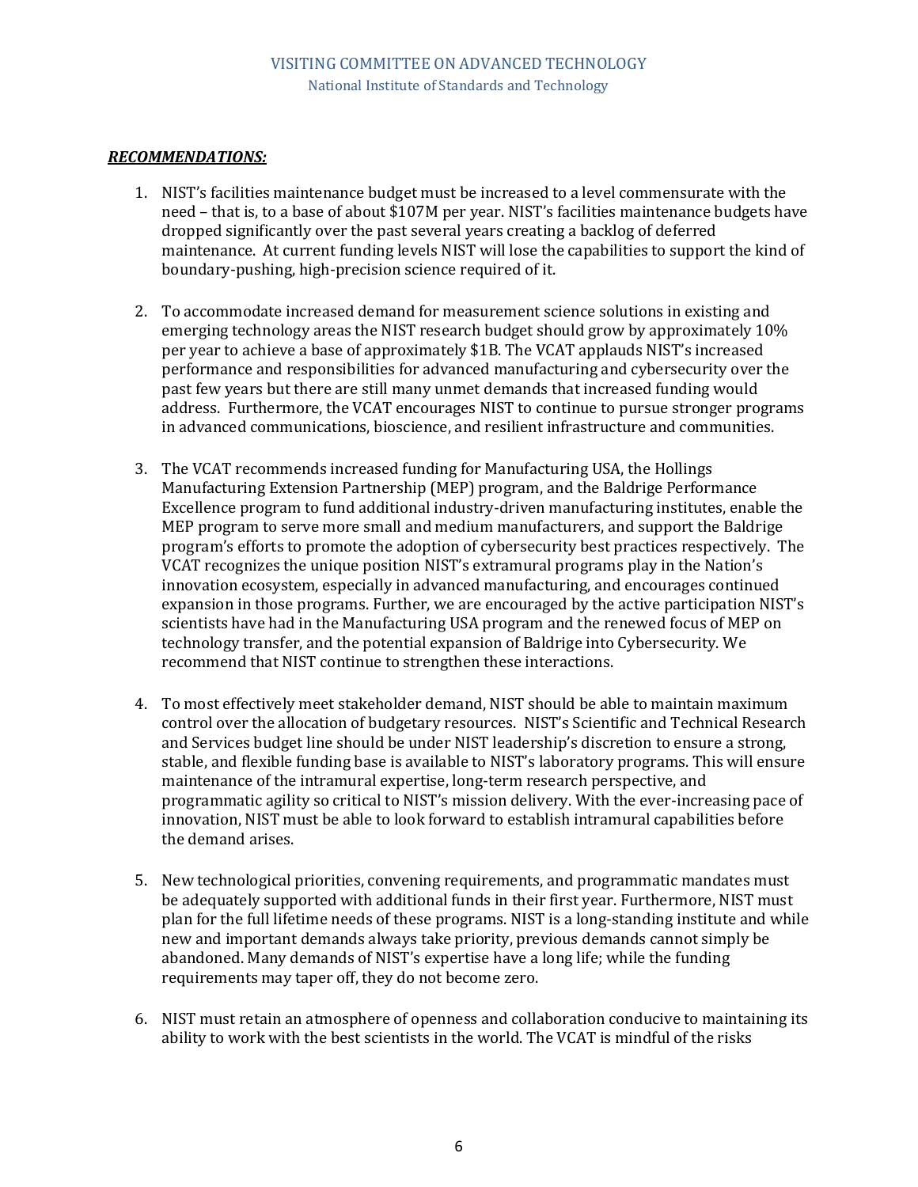***RECOMMENDATIONS:***

1. NIST's facilities maintenance budget must be increased to a level commensurate with the need – that is, to a base of about $107M per year. NIST's facilities maintenance budgets have dropped significantly over the past several years creating a backlog of deferred maintenance. At current funding levels NIST will lose the capabilities to support the kind of boundary-pushing, high-precision science required of it.

2. To accommodate increased demand for measurement science solutions in existing and emerging technology areas the NIST research budget should grow by approximately 10% per year to achieve a base of approximately $1B. The VCAT applauds NIST's increased performance and responsibilities for advanced manufacturing and cybersecurity over the past few years but there are still many unmet demands that increased funding would address. Furthermore, the VCAT encourages NIST to continue to pursue stronger programs in advanced communications, bioscience, and resilient infrastructure and communities.

3. The VCAT recommends increased funding for Manufacturing USA, the Hollings Manufacturing Extension Partnership (MEP) program, and the Baldrige Performance Excellence program to fund additional industry-driven manufacturing institutes, enable the MEP program to serve more small and medium manufacturers, and support the Baldrige program's efforts to promote the adoption of cybersecurity best practices respectively. The VCAT recognizes the unique position NIST's extramural programs play in the Nation's innovation ecosystem, especially in advanced manufacturing, and encourages continued expansion in those programs. Further, we are encouraged by the active participation NIST's scientists have had in the Manufacturing USA program and the renewed focus of MEP on technology transfer, and the potential expansion of Baldrige into Cybersecurity. We recommend that NIST continue to strengthen these interactions.

4. To most effectively meet stakeholder demand, NIST should be able to maintain maximum control over the allocation of budgetary resources. NIST's Scientific and Technical Research and Services budget line should be under NIST leadership's discretion to ensure a strong, stable, and flexible funding base is available to NIST's laboratory programs. This will ensure maintenance of the intramural expertise, long-term research perspective, and programmatic agility so critical to NIST's mission delivery. With the ever-increasing pace of innovation, NIST must be able to look forward to establish intramural capabilities before the demand arises.

5. New technological priorities, convening requirements, and programmatic mandates must be adequately supported with additional funds in their first year. Furthermore, NIST must plan for the full lifetime needs of these programs. NIST is a long-standing institute and while new and important demands always take priority, previous demands cannot simply be abandoned. Many demands of NIST's expertise have a long life; while the funding requirements may taper off, they do not become zero.

6. NIST must retain an atmosphere of openness and collaboration conducive to maintaining its ability to work with the best scientists in the world. The VCAT is mindful of the risks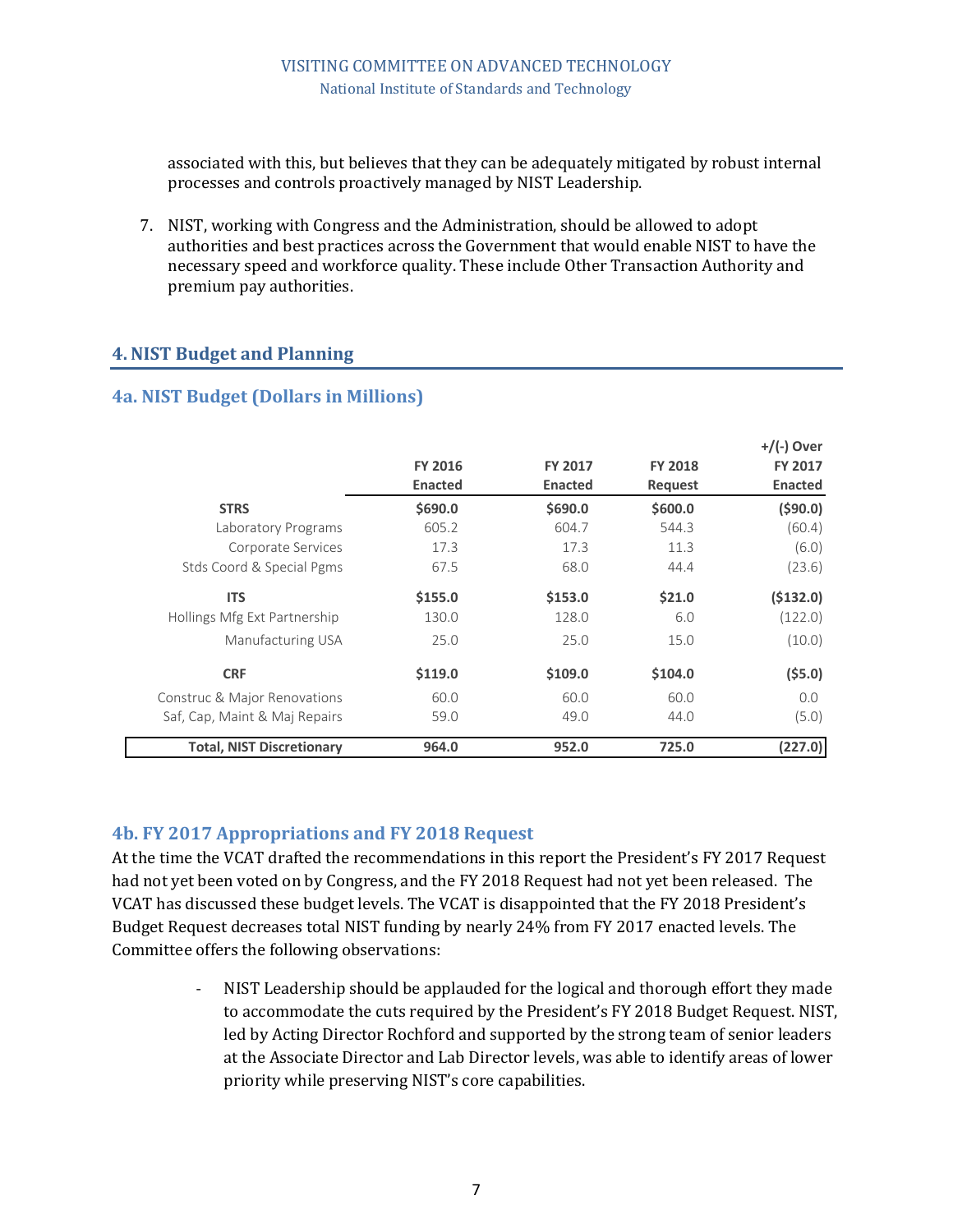associated with this, but believes that they can be adequately mitigated by robust internal processes and controls proactively managed by NIST Leadership.

7. NIST, working with Congress and the Administration, should be allowed to adopt authorities and best practices across the Government that would enable NIST to have the necessary speed and workforce quality. These include Other Transaction Authority and premium pay authorities.

## 4. NIST Budget and Planning

### 4a. NIST Budget (Dollars in Millions)

| | FY 2016 Enacted | FY 2017 Enacted | FY 2018 Request | +/(-) Over FY 2017 Enacted |
|---|---|---|---|---|
| **STRS** | **$690.0** | **$690.0** | **$600.0** | **($90.0)** |
| Laboratory Programs | 605.2 | 604.7 | 544.3 | (60.4) |
| Corporate Services | 17.3 | 17.3 | 11.3 | (6.0) |
| Stds Coord & Special Pgms | 67.5 | 68.0 | 44.4 | (23.6) |
| **ITS** | **$155.0** | **$153.0** | **$21.0** | **($132.0)** |
| Hollings Mfg Ext Partnership | 130.0 | 128.0 | 6.0 | (122.0) |
| Manufacturing USA | 25.0 | 25.0 | 15.0 | (10.0) |
| **CRF** | **$119.0** | **$109.0** | **$104.0** | **($5.0)** |
| Construc & Major Renovations | 60.0 | 60.0 | 60.0 | 0.0 |
| Saf, Cap, Maint & Maj Repairs | 59.0 | 49.0 | 44.0 | (5.0) |
| **Total, NIST Discretionary** | **964.0** | **952.0** | **725.0** | **(227.0)** |

### 4b. FY 2017 Appropriations and FY 2018 Request

At the time the VCAT drafted the recommendations in this report the President's FY 2017 Request had not yet been voted on by Congress, and the FY 2018 Request had not yet been released. The VCAT has discussed these budget levels. The VCAT is disappointed that the FY 2018 President's Budget Request decreases total NIST funding by nearly 24% from FY 2017 enacted levels. The Committee offers the following observations:

- NIST Leadership should be applauded for the logical and thorough effort they made to accommodate the cuts required by the President's FY 2018 Budget Request. NIST, led by Acting Director Rochford and supported by the strong team of senior leaders at the Associate Director and Lab Director levels, was able to identify areas of lower priority while preserving NIST's core capabilities.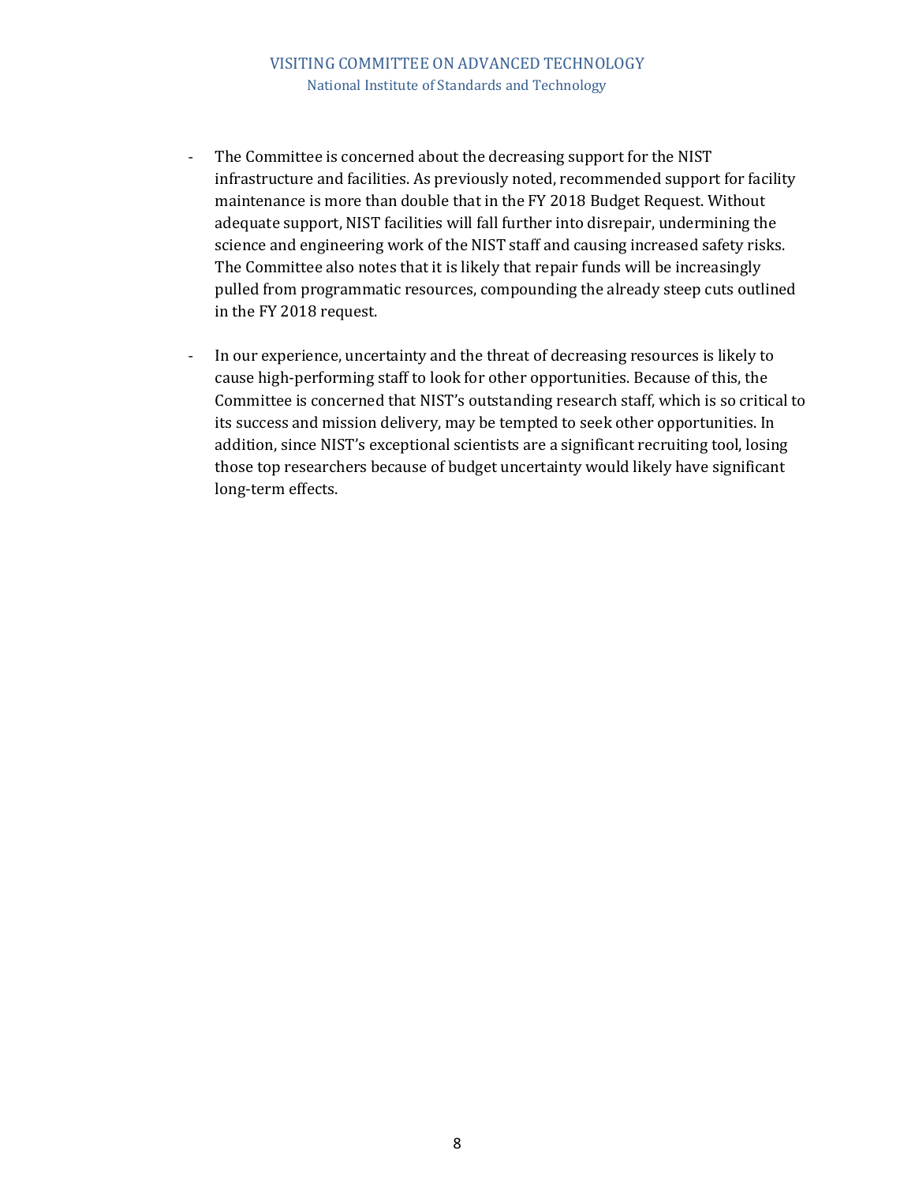- The Committee is concerned about the decreasing support for the NIST infrastructure and facilities. As previously noted, recommended support for facility maintenance is more than double that in the FY 2018 Budget Request. Without adequate support, NIST facilities will fall further into disrepair, undermining the science and engineering work of the NIST staff and causing increased safety risks. The Committee also notes that it is likely that repair funds will be increasingly pulled from programmatic resources, compounding the already steep cuts outlined in the FY 2018 request.

- In our experience, uncertainty and the threat of decreasing resources is likely to cause high-performing staff to look for other opportunities. Because of this, the Committee is concerned that NIST's outstanding research staff, which is so critical to its success and mission delivery, may be tempted to seek other opportunities. In addition, since NIST's exceptional scientists are a significant recruiting tool, losing those top researchers because of budget uncertainty would likely have significant long-term effects.